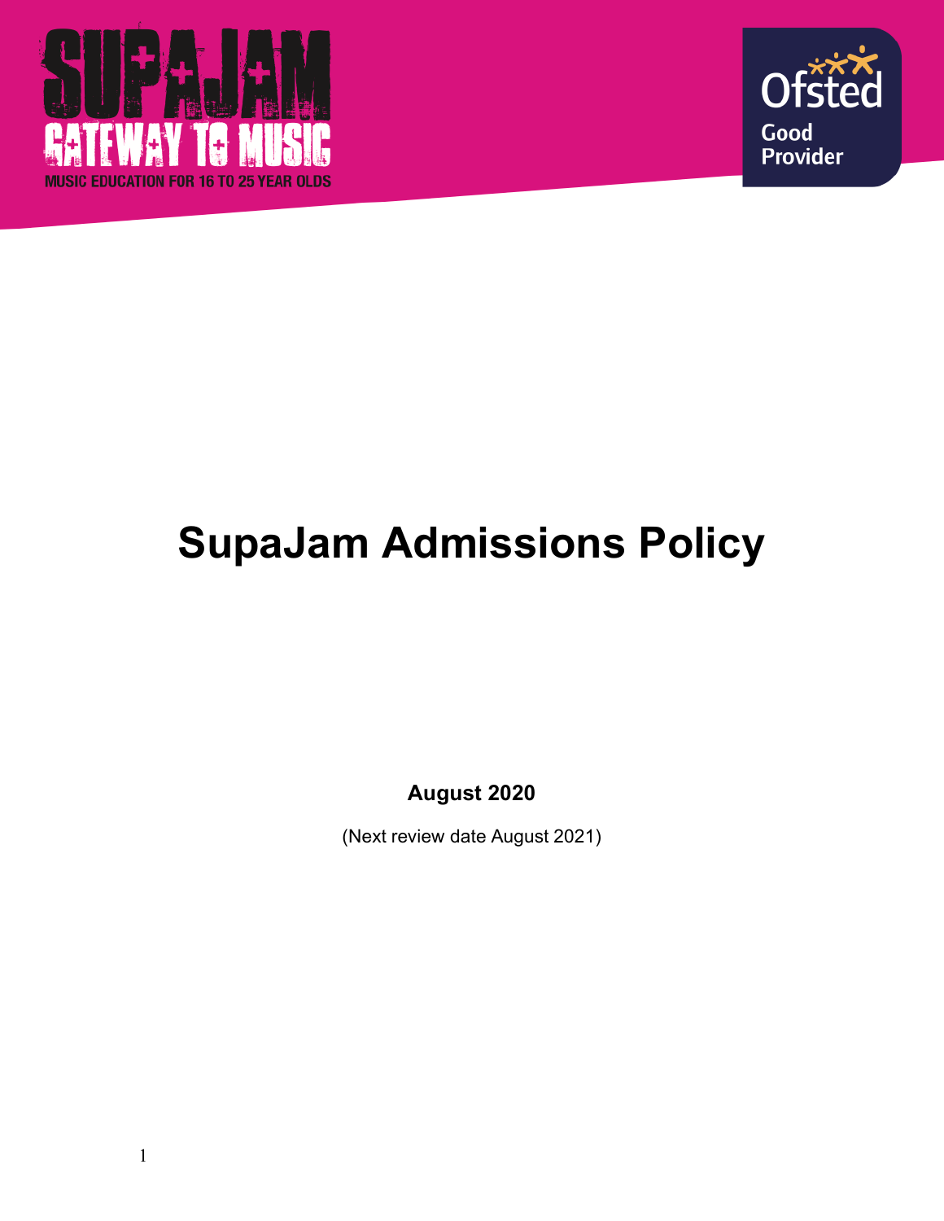# SupaJam Admissions Policy

**August 2020**

(Next review date August 2021)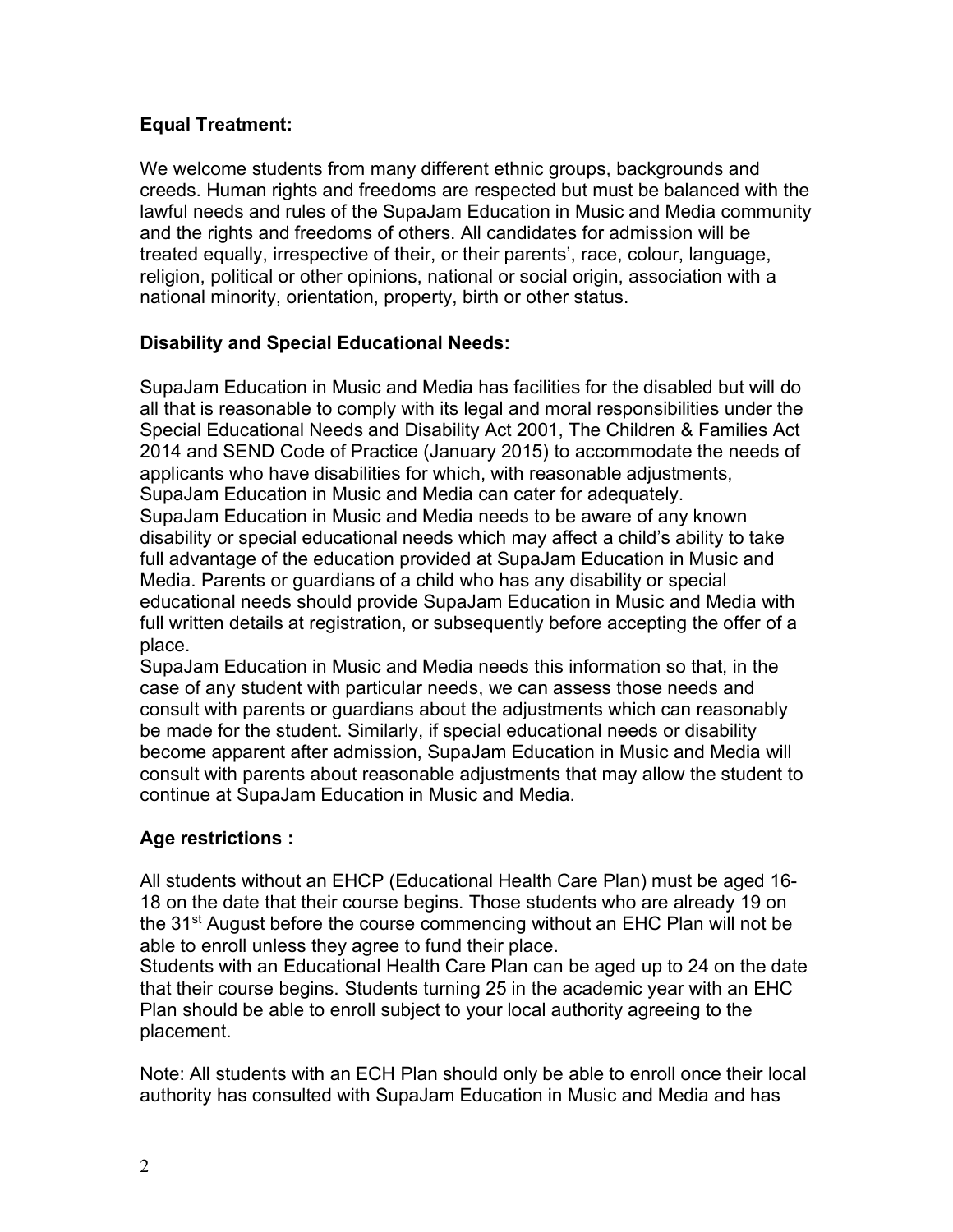**Equal Treatment:**

We welcome students from many different ethnic groups, backgrounds and creeds. Human rights and freedoms are respected but must be balanced with the lawful needs and rules of the SupaJam Education in Music and Media community and the rights and freedoms of others. All candidates for admission will be treated equally, irrespective of their, or their parents', race, colour, language, religion, political or other opinions, national or social origin, association with a national minority, orientation, property, birth or other status.

**Disability and Special Educational Needs:**

SupaJam Education in Music and Media has facilities for the disabled but will do all that is reasonable to comply with its legal and moral responsibilities under the Special Educational Needs and Disability Act 2001, The Children & Families Act 2014 and SEND Code of Practice (January 2015) to accommodate the needs of applicants who have disabilities for which, with reasonable adjustments, SupaJam Education in Music and Media can cater for adequately.
SupaJam Education in Music and Media needs to be aware of any known disability or special educational needs which may affect a child's ability to take full advantage of the education provided at SupaJam Education in Music and Media. Parents or guardians of a child who has any disability or special educational needs should provide SupaJam Education in Music and Media with full written details at registration, or subsequently before accepting the offer of a place.
SupaJam Education in Music and Media needs this information so that, in the case of any student with particular needs, we can assess those needs and consult with parents or guardians about the adjustments which can reasonably be made for the student. Similarly, if special educational needs or disability become apparent after admission, SupaJam Education in Music and Media will consult with parents about reasonable adjustments that may allow the student to continue at SupaJam Education in Music and Media.

**Age restrictions :**

All students without an EHCP (Educational Health Care Plan) must be aged 16-18 on the date that their course begins. Those students who are already 19 on the 31st August before the course commencing without an EHC Plan will not be able to enroll unless they agree to fund their place.
Students with an Educational Health Care Plan can be aged up to 24 on the date that their course begins. Students turning 25 in the academic year with an EHC Plan should be able to enroll subject to your local authority agreeing to the placement.

Note: All students with an ECH Plan should only be able to enroll once their local authority has consulted with SupaJam Education in Music and Media and has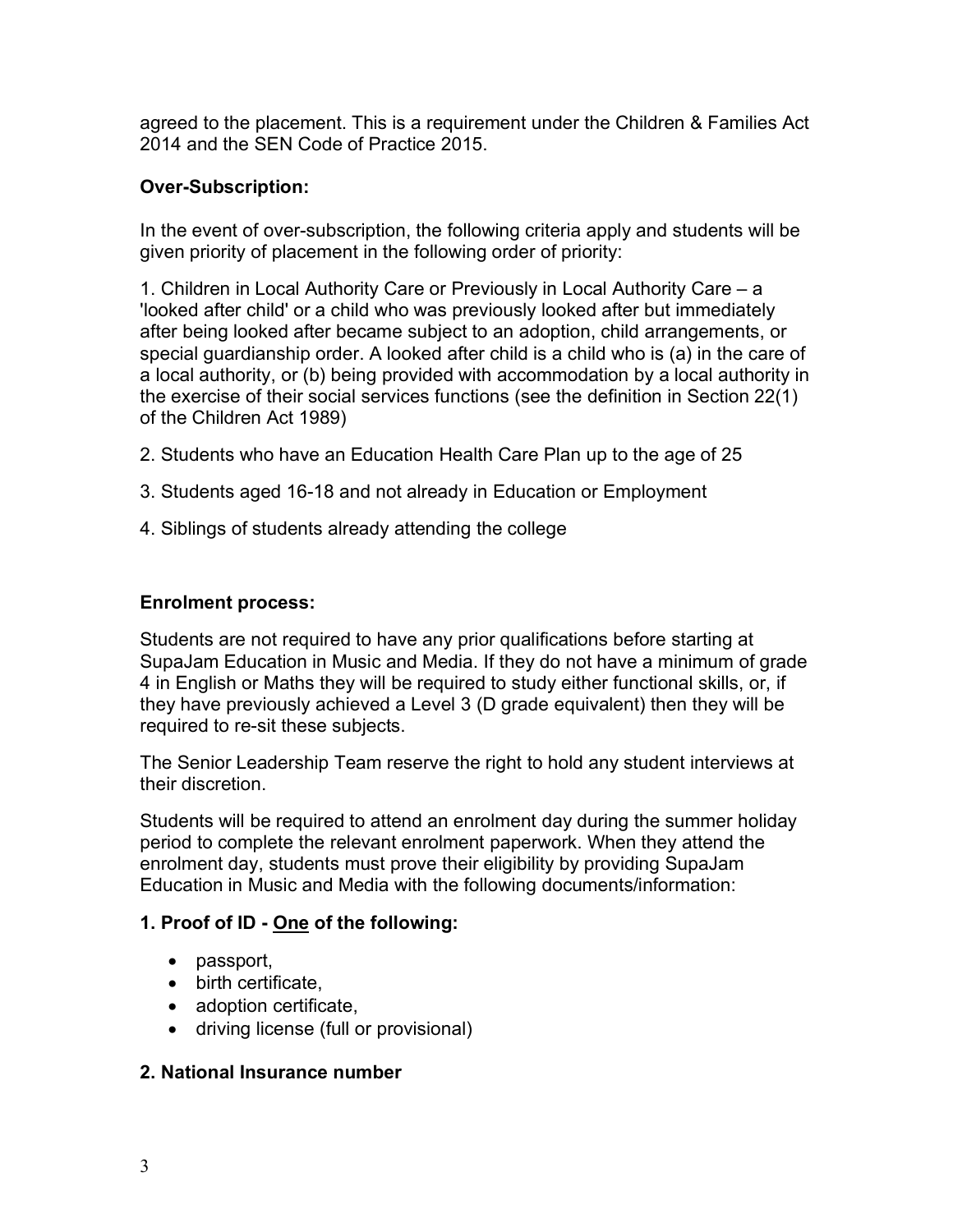agreed to the placement. This is a requirement under the Children & Families Act 2014 and the SEN Code of Practice 2015.

**Over-Subscription:**

In the event of over-subscription, the following criteria apply and students will be given priority of placement in the following order of priority:

1. Children in Local Authority Care or Previously in Local Authority Care – a 'looked after child' or a child who was previously looked after but immediately after being looked after became subject to an adoption, child arrangements, or special guardianship order. A looked after child is a child who is (a) in the care of a local authority, or (b) being provided with accommodation by a local authority in the exercise of their social services functions (see the definition in Section 22(1) of the Children Act 1989)

2. Students who have an Education Health Care Plan up to the age of 25

3. Students aged 16-18 and not already in Education or Employment

4. Siblings of students already attending the college

**Enrolment process:**

Students are not required to have any prior qualifications before starting at SupaJam Education in Music and Media. If they do not have a minimum of grade 4 in English or Maths they will be required to study either functional skills, or, if they have previously achieved a Level 3 (D grade equivalent) then they will be required to re-sit these subjects.

The Senior Leadership Team reserve the right to hold any student interviews at their discretion.

Students will be required to attend an enrolment day during the summer holiday period to complete the relevant enrolment paperwork. When they attend the enrolment day, students must prove their eligibility by providing SupaJam Education in Music and Media with the following documents/information:

**1. Proof of ID - <u>One</u> of the following:**

- passport,
- birth certificate,
- adoption certificate,
- driving license (full or provisional)

**2. National Insurance number**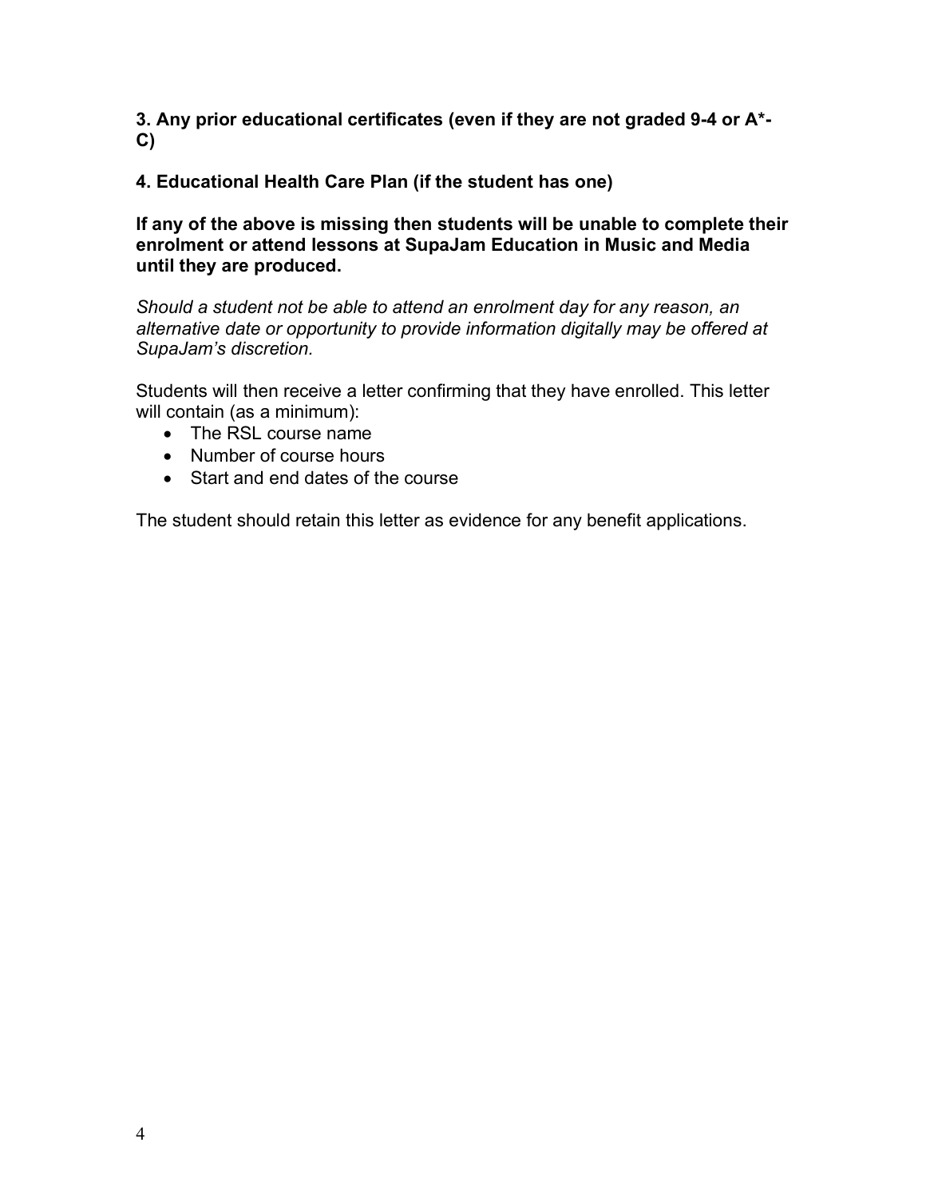**3. Any prior educational certificates (even if they are not graded 9-4 or A*-C)**

**4. Educational Health Care Plan (if the student has one)**

**If any of the above is missing then students will be unable to complete their enrolment or attend lessons at SupaJam Education in Music and Media until they are produced.**

*Should a student not be able to attend an enrolment day for any reason, an alternative date or opportunity to provide information digitally may be offered at SupaJam's discretion.*

Students will then receive a letter confirming that they have enrolled. This letter will contain (as a minimum):

- The RSL course name
- Number of course hours
- Start and end dates of the course

The student should retain this letter as evidence for any benefit applications.